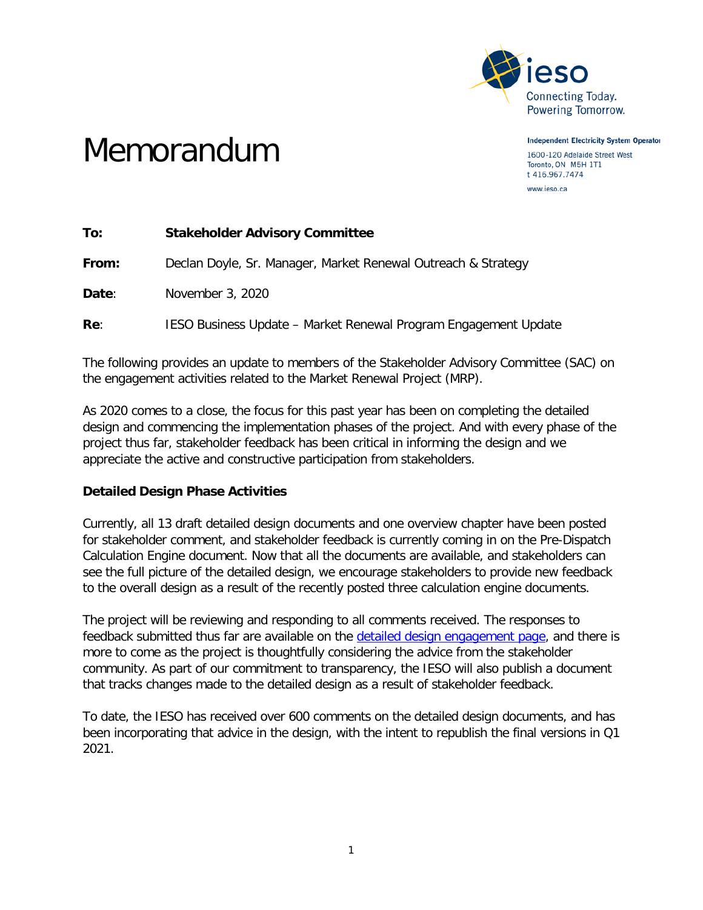Independent Electricity System Operator

1600-120 Adelaide Street West
Toronto, ON M5H 1T1
t 416.967.7474
www.ieso.ca

# Memorandum

**To:** **Stakeholder Advisory Committee**

**From:** Declan Doyle, Sr. Manager, Market Renewal Outreach & Strategy

**Date**: November 3, 2020

**Re**: IESO Business Update – Market Renewal Program Engagement Update

The following provides an update to members of the Stakeholder Advisory Committee (SAC) on the engagement activities related to the Market Renewal Project (MRP).

As 2020 comes to a close, the focus for this past year has been on completing the detailed design and commencing the implementation phases of the project. And with every phase of the project thus far, stakeholder feedback has been critical in informing the design and we appreciate the active and constructive participation from stakeholders.

**Detailed Design Phase Activities**

Currently, all 13 draft detailed design documents and one overview chapter have been posted for stakeholder comment, and stakeholder feedback is currently coming in on the Pre-Dispatch Calculation Engine document. Now that all the documents are available, and stakeholders can see the full picture of the detailed design, we encourage stakeholders to provide new feedback to the overall design as a result of the recently posted three calculation engine documents.

The project will be reviewing and responding to all comments received. The responses to feedback submitted thus far are available on the detailed design engagement page, and there is more to come as the project is thoughtfully considering the advice from the stakeholder community. As part of our commitment to transparency, the IESO will also publish a document that tracks changes made to the detailed design as a result of stakeholder feedback.

To date, the IESO has received over 600 comments on the detailed design documents, and has been incorporating that advice in the design, with the intent to republish the final versions in Q1 2021.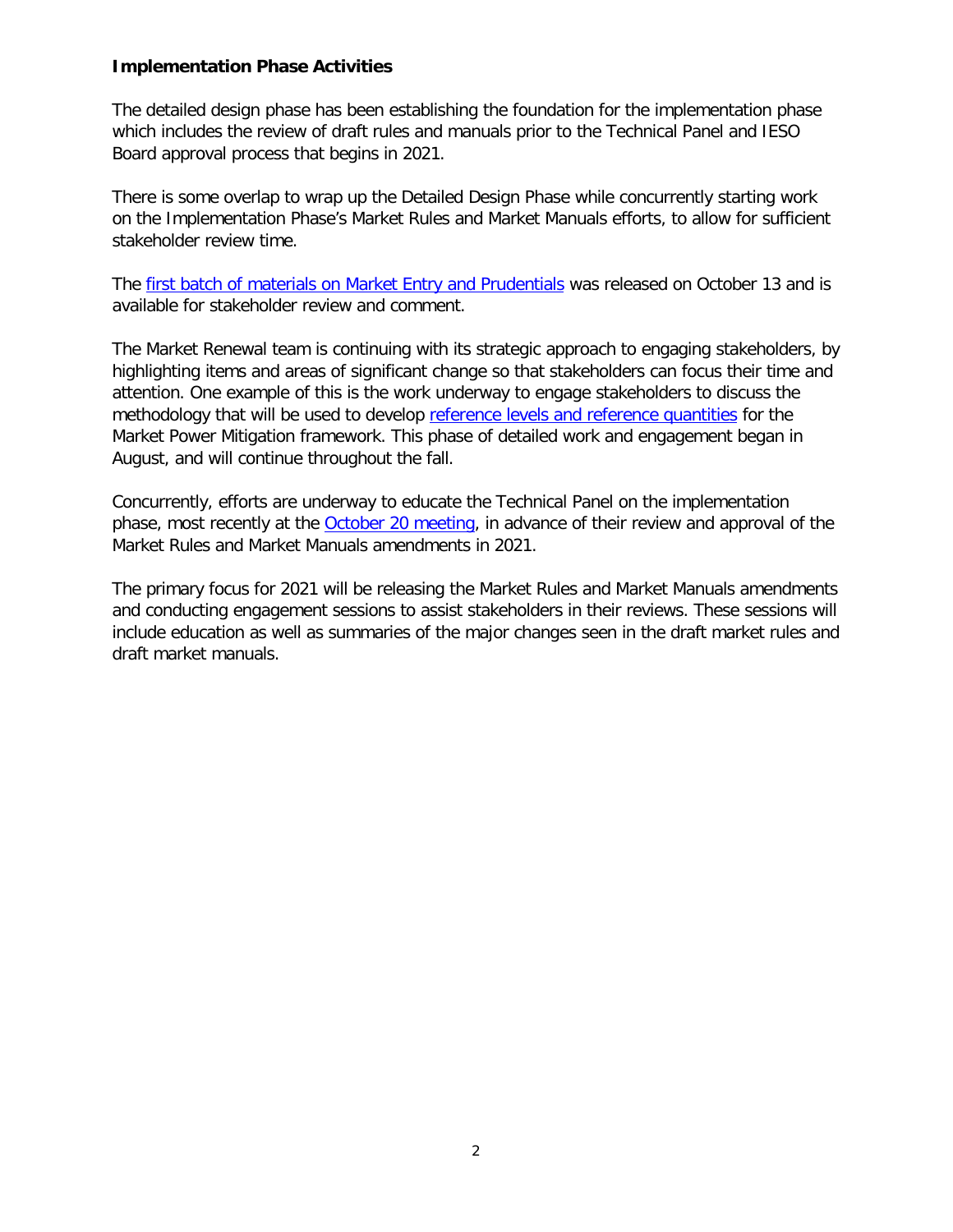**Implementation Phase Activities**

The detailed design phase has been establishing the foundation for the implementation phase which includes the review of draft rules and manuals prior to the Technical Panel and IESO Board approval process that begins in 2021.

There is some overlap to wrap up the Detailed Design Phase while concurrently starting work on the Implementation Phase's Market Rules and Market Manuals efforts, to allow for sufficient stakeholder review time.

The first batch of materials on Market Entry and Prudentials was released on October 13 and is available for stakeholder review and comment.

The Market Renewal team is continuing with its strategic approach to engaging stakeholders, by highlighting items and areas of significant change so that stakeholders can focus their time and attention. One example of this is the work underway to engage stakeholders to discuss the methodology that will be used to develop reference levels and reference quantities for the Market Power Mitigation framework. This phase of detailed work and engagement began in August, and will continue throughout the fall.

Concurrently, efforts are underway to educate the Technical Panel on the implementation phase, most recently at the October 20 meeting, in advance of their review and approval of the Market Rules and Market Manuals amendments in 2021.

The primary focus for 2021 will be releasing the Market Rules and Market Manuals amendments and conducting engagement sessions to assist stakeholders in their reviews. These sessions will include education as well as summaries of the major changes seen in the draft market rules and draft market manuals.